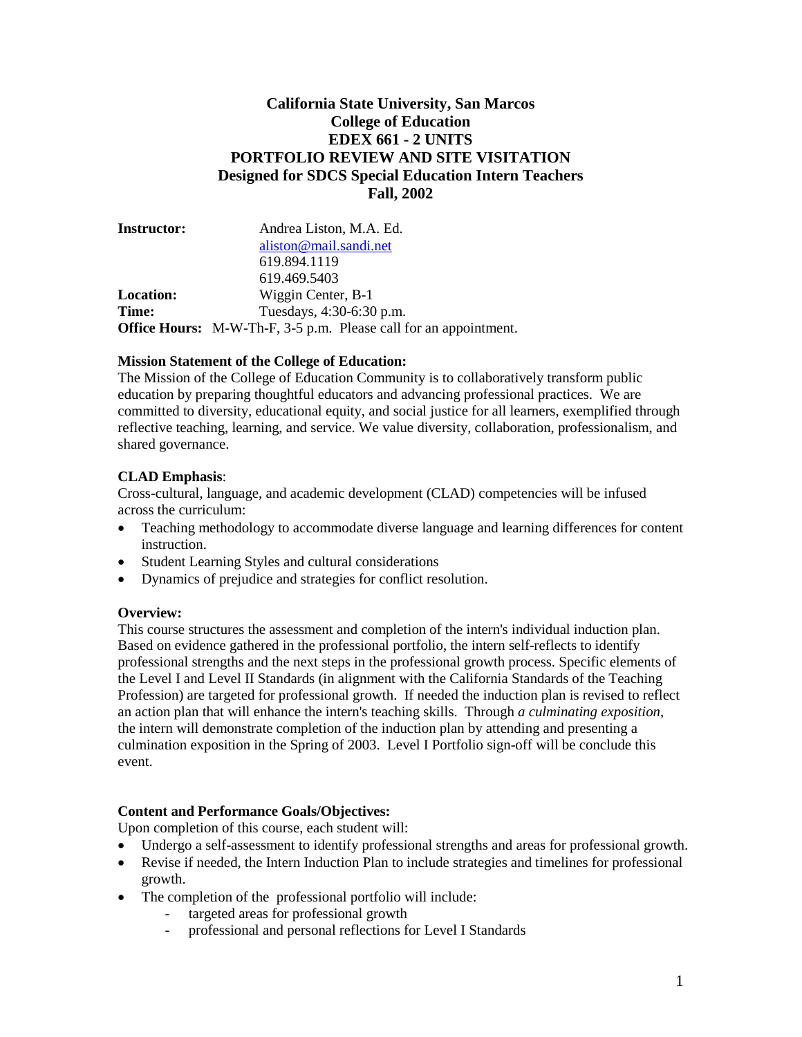# California State University, San Marcos
## College of Education
## EDEX 661 - 2 UNITS
## PORTFOLIO REVIEW AND SITE VISITATION
## Designed for SDCS Special Education Intern Teachers
## Fall, 2002

**Instructor:** Andrea Liston, M.A. Ed.
aliston@mail.sandi.net
619.894.1119
619.469.5403
**Location:** Wiggin Center, B-1
**Time:** Tuesdays, 4:30-6:30 p.m.
**Office Hours:** M-W-Th-F, 3-5 p.m. Please call for an appointment.

**Mission Statement of the College of Education:**
The Mission of the College of Education Community is to collaboratively transform public education by preparing thoughtful educators and advancing professional practices. We are committed to diversity, educational equity, and social justice for all learners, exemplified through reflective teaching, learning, and service. We value diversity, collaboration, professionalism, and shared governance.

**CLAD Emphasis**:
Cross-cultural, language, and academic development (CLAD) competencies will be infused across the curriculum:

- Teaching methodology to accommodate diverse language and learning differences for content instruction.
- Student Learning Styles and cultural considerations
- Dynamics of prejudice and strategies for conflict resolution.

**Overview:**
This course structures the assessment and completion of the intern's individual induction plan. Based on evidence gathered in the professional portfolio, the intern self-reflects to identify professional strengths and the next steps in the professional growth process. Specific elements of the Level I and Level II Standards (in alignment with the California Standards of the Teaching Profession) are targeted for professional growth. If needed the induction plan is revised to reflect an action plan that will enhance the intern's teaching skills. Through *a culminating exposition*, the intern will demonstrate completion of the induction plan by attending and presenting a culmination exposition in the Spring of 2003. Level I Portfolio sign-off will be conclude this event.

**Content and Performance Goals/Objectives:**
Upon completion of this course, each student will:

- Undergo a self-assessment to identify professional strengths and areas for professional growth.
- Revise if needed, the Intern Induction Plan to include strategies and timelines for professional growth.
- The completion of the professional portfolio will include:
  - targeted areas for professional growth
  - professional and personal reflections for Level I Standards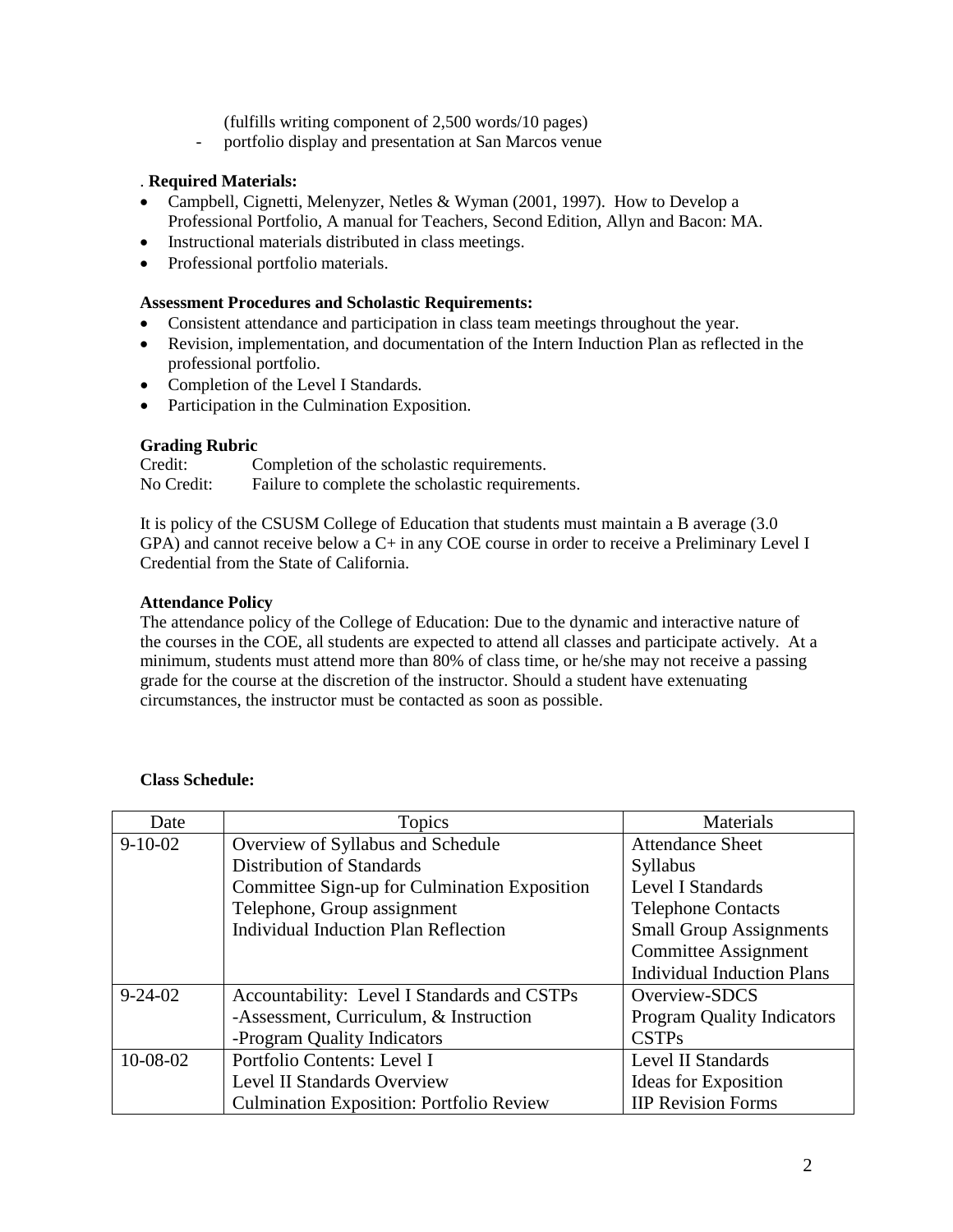(fulfills writing component of 2,500 words/10 pages)
- portfolio display and presentation at San Marcos venue

. **Required Materials:**

- Campbell, Cignetti, Melenyzer, Netles & Wyman (2001, 1997). How to Develop a Professional Portfolio, A manual for Teachers, Second Edition, Allyn and Bacon: MA.
- Instructional materials distributed in class meetings.
- Professional portfolio materials.

**Assessment Procedures and Scholastic Requirements:**

- Consistent attendance and participation in class team meetings throughout the year.
- Revision, implementation, and documentation of the Intern Induction Plan as reflected in the professional portfolio.
- Completion of the Level I Standards.
- Participation in the Culmination Exposition.

**Grading Rubric**

Credit: Completion of the scholastic requirements.
No Credit: Failure to complete the scholastic requirements.

It is policy of the CSUSM College of Education that students must maintain a B average (3.0 GPA) and cannot receive below a C+ in any COE course in order to receive a Preliminary Level I Credential from the State of California.

**Attendance Policy**

The attendance policy of the College of Education: Due to the dynamic and interactive nature of the courses in the COE, all students are expected to attend all classes and participate actively. At a minimum, students must attend more than 80% of class time, or he/she may not receive a passing grade for the course at the discretion of the instructor. Should a student have extenuating circumstances, the instructor must be contacted as soon as possible.

**Class Schedule:**

| Date | Topics | Materials |
|---|---|---|
| 9-10-02 | Overview of Syllabus and Schedule<br>Distribution of Standards<br>Committee Sign-up for Culmination Exposition<br>Telephone, Group assignment<br>Individual Induction Plan Reflection | Attendance Sheet<br>Syllabus<br>Level I Standards<br>Telephone Contacts<br>Small Group Assignments<br>Committee Assignment<br>Individual Induction Plans |
| 9-24-02 | Accountability: Level I Standards and CSTPs<br>-Assessment, Curriculum, & Instruction<br>-Program Quality Indicators | Overview-SDCS<br>Program Quality Indicators<br>CSTPs |
| 10-08-02 | Portfolio Contents: Level I<br>Level II Standards Overview<br>Culmination Exposition: Portfolio Review | Level II Standards<br>Ideas for Exposition<br>IIP Revision Forms |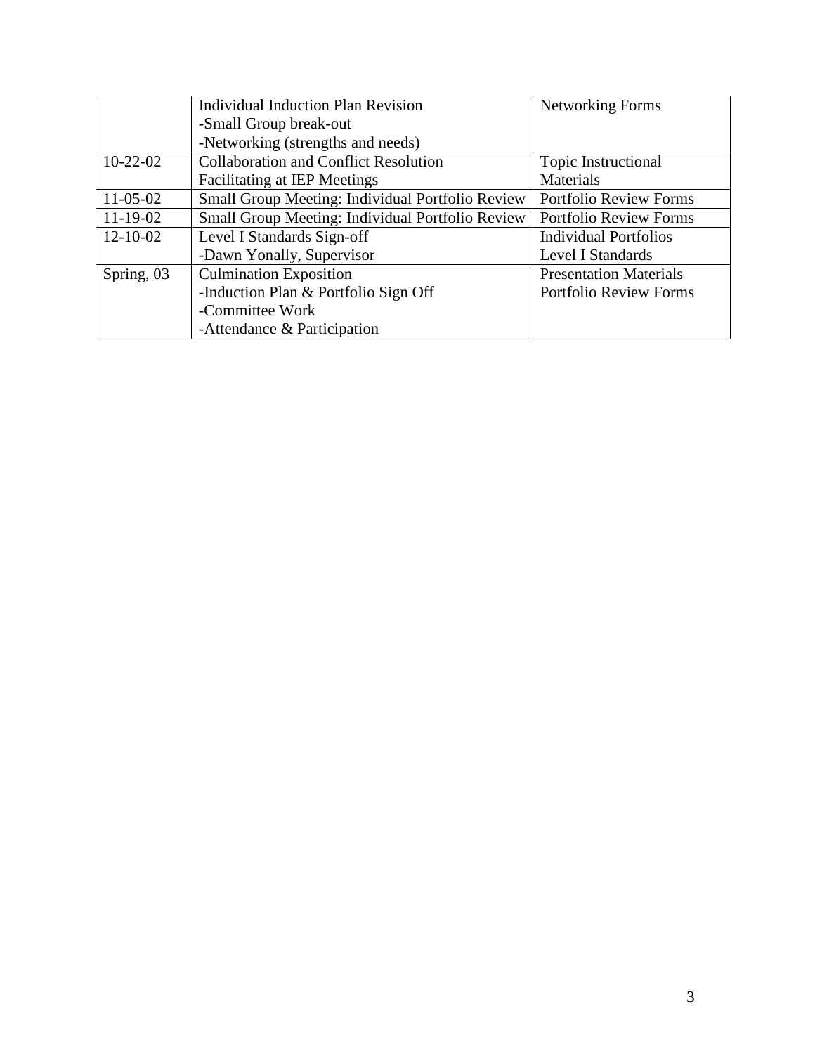| | | |
|---|---|---|
| | Individual Induction Plan Revision<br>-Small Group break-out<br>-Networking (strengths and needs) | Networking Forms |
| 10-22-02 | Collaboration and Conflict Resolution<br>Facilitating at IEP Meetings | Topic Instructional Materials |
| 11-05-02 | Small Group Meeting: Individual Portfolio Review | Portfolio Review Forms |
| 11-19-02 | Small Group Meeting: Individual Portfolio Review | Portfolio Review Forms |
| 12-10-02 | Level I Standards Sign-off<br>-Dawn Yonally, Supervisor | Individual Portfolios<br>Level I Standards |
| Spring, 03 | Culmination Exposition<br>-Induction Plan & Portfolio Sign Off<br>-Committee Work<br>-Attendance & Participation | Presentation Materials<br>Portfolio Review Forms |